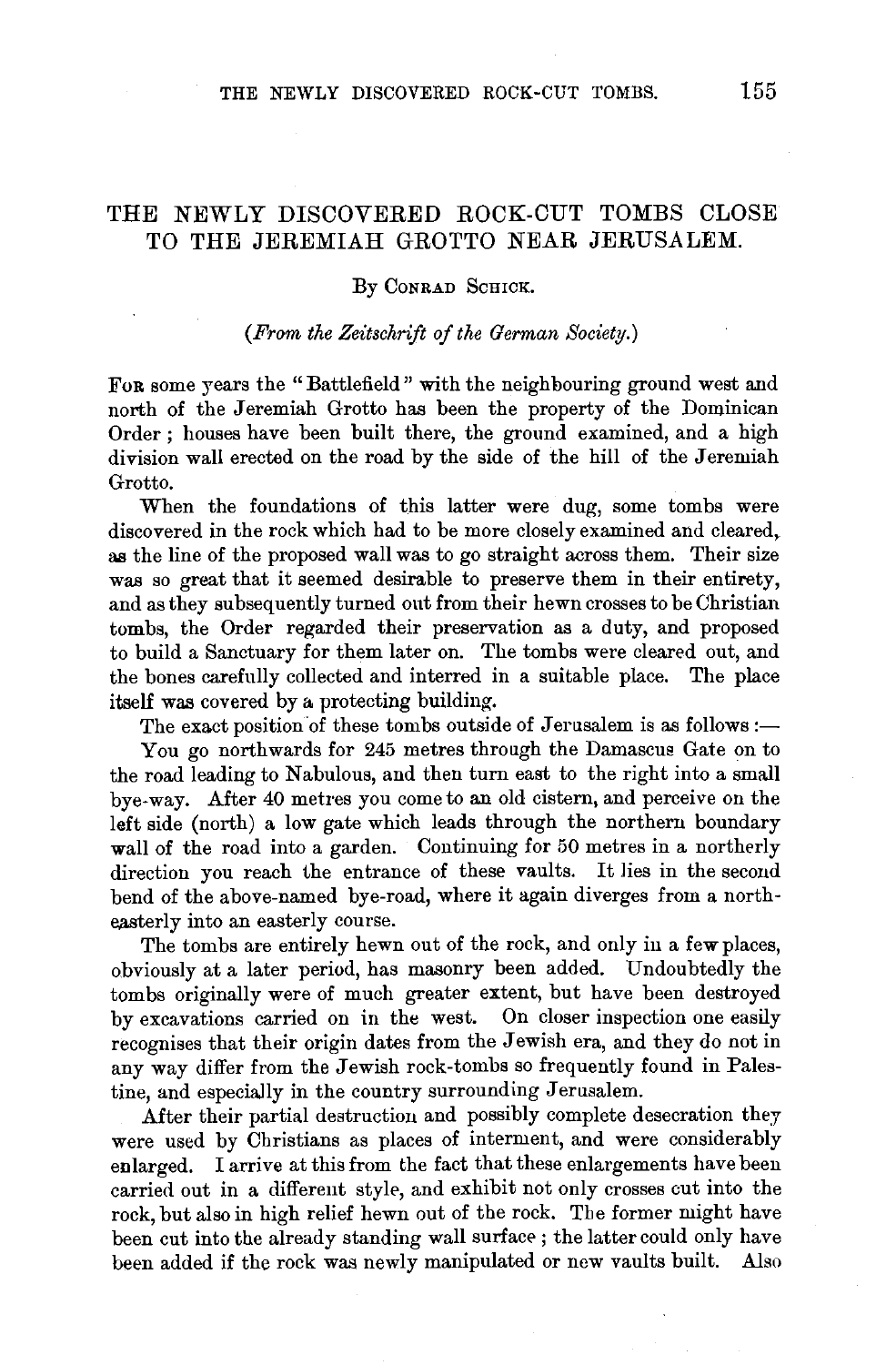# THE NEWLY DISCOVERED ROCK-CUT TOMBS CLOSE TO THE JEREMIAH GROTTO NEAR JERUSALEM.

By Conrad Schick.

*(From the Zeitschrift of the German Society.)*

For some years the "Battlefield" with the neighbouring ground west and north of the Jeremiah Grotto has been the property of the Dominican Order; houses have been built there, the ground examined, and a high division wall erected on the road by the side of the hill of the Jeremiah Grotto.

When the foundations of this latter were dug, some tombs were discovered in the rock which had to be more closely examined and cleared, as the line of the proposed wall was to go straight across them. Their size was so great that it seemed desirable to preserve them in their entirety, and as they subsequently turned out from their hewn crosses to be Christian tombs, the Order regarded their preservation as a duty, and proposed to build a Sanctuary for them later on. The tombs were cleared out, and the bones carefully collected and interred in a suitable place. The place itself was covered by a protecting building.

The exact position of these tombs outside of Jerusalem is as follows:—

You go northwards for 245 metres through the Damascus Gate on to the road leading to Nabulous, and then turn east to the right into a small bye-way. After 40 metres you come to an old cistern, and perceive on the left side (north) a low gate which leads through the northern boundary wall of the road into a garden. Continuing for 50 metres in a northerly direction you reach the entrance of these vaults. It lies in the second bend of the above-named bye-road, where it again diverges from a north-easterly into an easterly course.

The tombs are entirely hewn out of the rock, and only in a few places, obviously at a later period, has masonry been added. Undoubtedly the tombs originally were of much greater extent, but have been destroyed by excavations carried on in the west. On closer inspection one easily recognises that their origin dates from the Jewish era, and they do not in any way differ from the Jewish rock-tombs so frequently found in Palestine, and especially in the country surrounding Jerusalem.

After their partial destruction and possibly complete desecration they were used by Christians as places of interment, and were considerably enlarged. I arrive at this from the fact that these enlargements have been carried out in a different style, and exhibit not only crosses cut into the rock, but also in high relief hewn out of the rock. The former might have been cut into the already standing wall surface; the latter could only have been added if the rock was newly manipulated or new vaults built. Also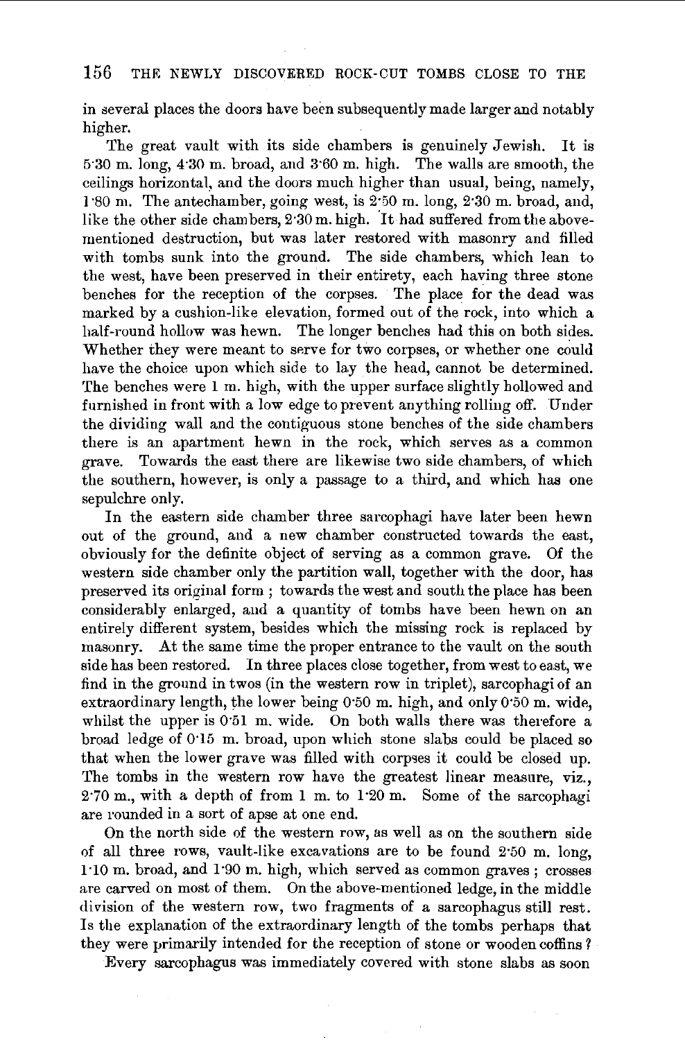in several places the doors have been subsequently made larger and notably higher.

The great vault with its side chambers is genuinely Jewish. It is 5·30 m. long, 4·30 m. broad, and 3·60 m. high. The walls are smooth, the ceilings horizontal, and the doors much higher than usual, being, namely, 1·80 m. The antechamber, going west, is 2·50 m. long, 2·30 m. broad, and, like the other side chambers, 2·30 m. high. It had suffered from the above-mentioned destruction, but was later restored with masonry and filled with tombs sunk into the ground. The side chambers, which lean to the west, have been preserved in their entirety, each having three stone benches for the reception of the corpses. The place for the dead was marked by a cushion-like elevation, formed out of the rock, into which a half-round hollow was hewn. The longer benches had this on both sides. Whether they were meant to serve for two corpses, or whether one could have the choice upon which side to lay the head, cannot be determined. The benches were 1 m. high, with the upper surface slightly hollowed and furnished in front with a low edge to prevent anything rolling off. Under the dividing wall and the contiguous stone benches of the side chambers there is an apartment hewn in the rock, which serves as a common grave. Towards the east there are likewise two side chambers, of which the southern, however, is only a passage to a third, and which has one sepulchre only.

In the eastern side chamber three sarcophagi have later been hewn out of the ground, and a new chamber constructed towards the east, obviously for the definite object of serving as a common grave. Of the western side chamber only the partition wall, together with the door, has preserved its original form; towards the west and south the place has been considerably enlarged, and a quantity of tombs have been hewn on an entirely different system, besides which the missing rock is replaced by masonry. At the same time the proper entrance to the vault on the south side has been restored. In three places close together, from west to east, we find in the ground in twos (in the western row in triplet), sarcophagi of an extraordinary length, the lower being 0·50 m. high, and only 0·50 m. wide, whilst the upper is 0·51 m. wide. On both walls there was therefore a broad ledge of 0·15 m. broad, upon which stone slabs could be placed so that when the lower grave was filled with corpses it could be closed up. The tombs in the western row have the greatest linear measure, viz., 2·70 m., with a depth of from 1 m. to 1·20 m. Some of the sarcophagi are rounded in a sort of apse at one end.

On the north side of the western row, as well as on the southern side of all three rows, vault-like excavations are to be found 2·50 m. long, 1·10 m. broad, and 1·90 m. high, which served as common graves; crosses are carved on most of them. On the above-mentioned ledge, in the middle division of the western row, two fragments of a sarcophagus still rest. Is the explanation of the extraordinary length of the tombs perhaps that they were primarily intended for the reception of stone or wooden coffins?

Every sarcophagus was immediately covered with stone slabs as soon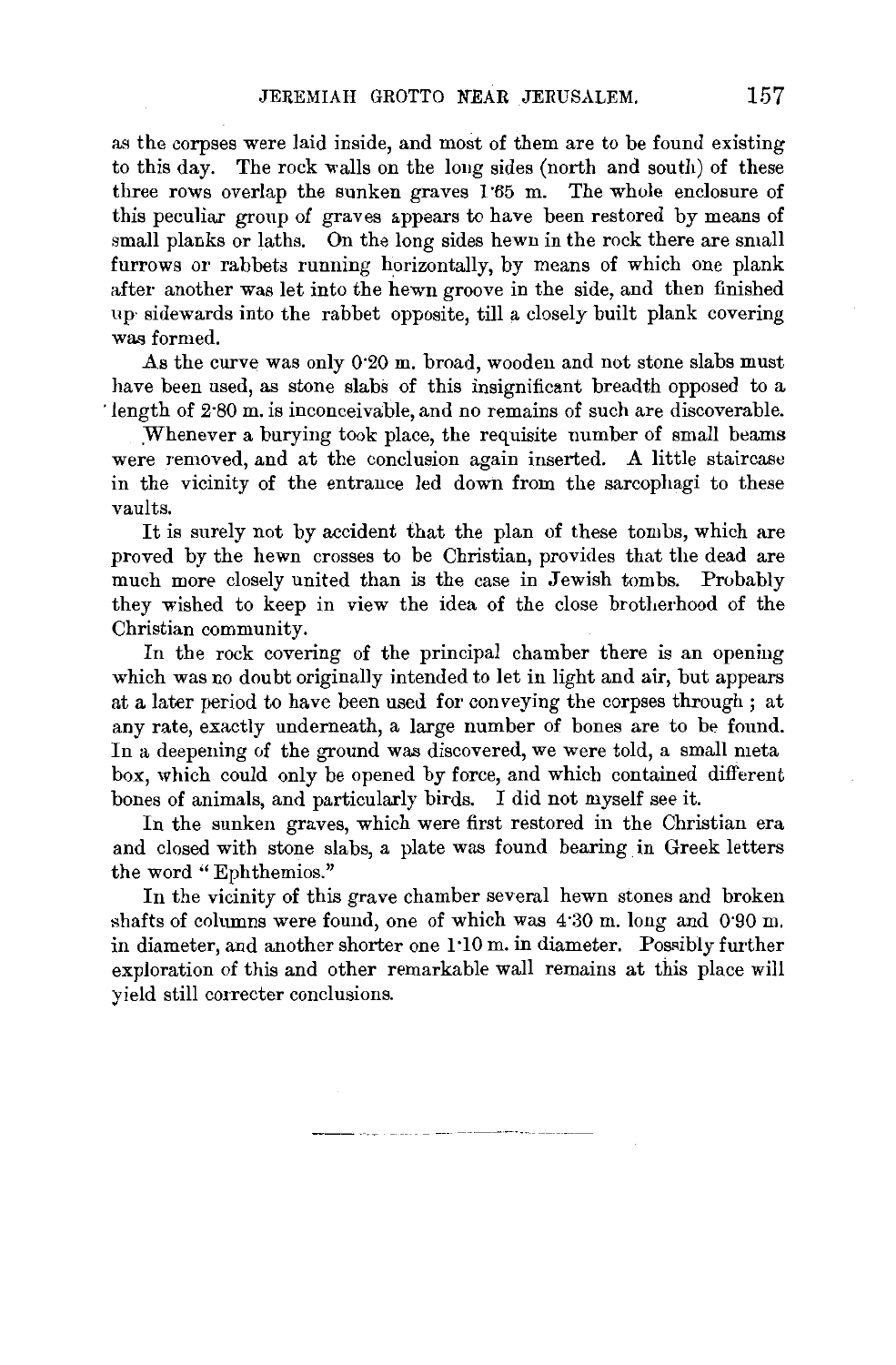as the corpses were laid inside, and most of them are to be found existing to this day. The rock walls on the long sides (north and south) of these three rows overlap the sunken graves 1·65 m. The whole enclosure of this peculiar group of graves appears to have been restored by means of small planks or laths. On the long sides hewn in the rock there are small furrows or rabbets running horizontally, by means of which one plank after another was let into the hewn groove in the side, and then finished up sidewards into the rabbet opposite, till a closely built plank covering was formed.

As the curve was only 0·20 m. broad, wooden and not stone slabs must have been used, as stone slabs of this insignificant breadth opposed to a length of 2·80 m. is inconceivable, and no remains of such are discoverable.

Whenever a burying took place, the requisite number of small beams were removed, and at the conclusion again inserted. A little staircase in the vicinity of the entrance led down from the sarcophagi to these vaults.

It is surely not by accident that the plan of these tombs, which are proved by the hewn crosses to be Christian, provides that the dead are much more closely united than is the case in Jewish tombs. Probably they wished to keep in view the idea of the close brotherhood of the Christian community.

In the rock covering of the principal chamber there is an opening which was no doubt originally intended to let in light and air, but appears at a later period to have been used for conveying the corpses through ; at any rate, exactly underneath, a large number of bones are to be found. In a deepening of the ground was discovered, we were told, a small meta box, which could only be opened by force, and which contained different bones of animals, and particularly birds. I did not myself see it.

In the sunken graves, which were first restored in the Christian era and closed with stone slabs, a plate was found bearing in Greek letters the word "Ephthemios."

In the vicinity of this grave chamber several hewn stones and broken shafts of columns were found, one of which was 4·30 m. long and 0·90 m. in diameter, and another shorter one 1·10 m. in diameter. Possibly further exploration of this and other remarkable wall remains at this place will yield still correcter conclusions.